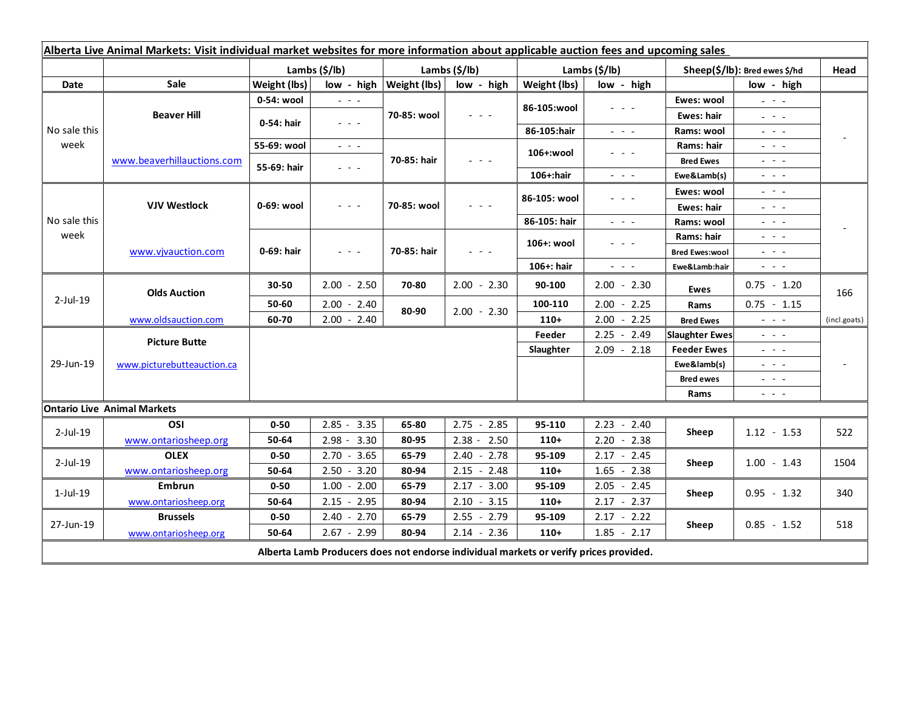**Alberta Live Animal Markets: Visit individual market websites for more information about applicable auction fees and upcoming sales**

| Date | Sale | Lambs ($/lb) | | Lambs ($/lb) | | Lambs ($/lb) | | Sheep($/lb): Bred ewes $/hd | | Head |
|---|---|---|---|---|---|---|---|---|---|---|
| | | Weight (lbs) | low - high | Weight (lbs) | low - high | Weight (lbs) | low - high | | low - high | |
| No sale this week | Beaver Hill | 0-54: wool | - - - | 70-85: wool | - - - | 86-105:wool | - - - | Ewes: wool | - - - | - |
| | | 0-54: hair | - - - | | | | | Ewes: hair | - - - | |
| | | | | | | 86-105:hair | - - - | Rams: wool | - - - | |
| | www.beaverhillauctions.com | 55-69: wool | - - - | 70-85: hair | - - - | 106+:wool | - - - | Rams: hair | - - - | |
| | | 55-69: hair | - - - | | | | | Bred Ewes | - - - | |
| | | | | | | 106+:hair | - - - | Ewe&Lamb(s) | - - - | |
| No sale this week | VJV Westlock | 0-69: wool | - - - | 70-85: wool | - - - | 86-105: wool | - - - | Ewes: wool | - - - | - |
| | | | | | | | | Ewes: hair | - - - | |
| | | | | | | 86-105: hair | - - - | Rams: wool | - - - | |
| | www.vjvauction.com | 0-69: hair | - - - | 70-85: hair | - - - | 106+: wool | - - - | Rams: hair | - - - | |
| | | | | | | | | Bred Ewes:wool | - - - | |
| | | | | | | 106+: hair | - - - | Ewe&Lamb:hair | - - - | |
| 2-Jul-19 | Olds Auction | 30-50 | 2.00 - 2.50 | 70-80 | 2.00 - 2.30 | 90-100 | 2.00 - 2.30 | Ewes | 0.75 - 1.20 | 166 |
| | | 50-60 | 2.00 - 2.40 | 80-90 | 2.00 - 2.30 | 100-110 | 2.00 - 2.25 | Rams | 0.75 - 1.15 | |
| | www.oldsauction.com | 60-70 | 2.00 - 2.40 | | | 110+ | 2.00 - 2.25 | Bred Ewes | - - - | (incl.goats) |
| 29-Jun-19 | Picture Butte | | | | | Feeder | 2.25 - 2.49 | Slaughter Ewes | - - - | - |
| | www.picturebutteauction.ca | | | | | Slaughter | 2.09 - 2.18 | Feeder Ewes | - - - | |
| | | | | | | | | Ewe&lamb(s) | - - - | |
| | | | | | | | | Bred ewes | - - - | |
| | | | | | | | | Rams | - - - | |
| **Ontario Live Animal Markets** | | | | | | | | | | |
| 2-Jul-19 | OSI | 0-50 | 2.85 - 3.35 | 65-80 | 2.75 - 2.85 | 95-110 | 2.23 - 2.40 | Sheep | 1.12 - 1.53 | 522 |
| | www.ontariosheep.org | 50-64 | 2.98 - 3.30 | 80-95 | 2.38 - 2.50 | 110+ | 2.20 - 2.38 | | | |
| 2-Jul-19 | OLEX | 0-50 | 2.70 - 3.65 | 65-79 | 2.40 - 2.78 | 95-109 | 2.17 - 2.45 | Sheep | 1.00 - 1.43 | 1504 |
| | www.ontariosheep.org | 50-64 | 2.50 - 3.20 | 80-94 | 2.15 - 2.48 | 110+ | 1.65 - 2.38 | | | |
| 1-Jul-19 | Embrun | 0-50 | 1.00 - 2.00 | 65-79 | 2.17 - 3.00 | 95-109 | 2.05 - 2.45 | Sheep | 0.95 - 1.32 | 340 |
| | www.ontariosheep.org | 50-64 | 2.15 - 2.95 | 80-94 | 2.10 - 3.15 | 110+ | 2.17 - 2.37 | | | |
| 27-Jun-19 | Brussels | 0-50 | 2.40 - 2.70 | 65-79 | 2.55 - 2.79 | 95-109 | 2.17 - 2.22 | Sheep | 0.85 - 1.52 | 518 |
| | www.ontariosheep.org | 50-64 | 2.67 - 2.99 | 80-94 | 2.14 - 2.36 | 110+ | 1.85 - 2.17 | | | |

**Alberta Lamb Producers does not endorse individual markets or verify prices provided.**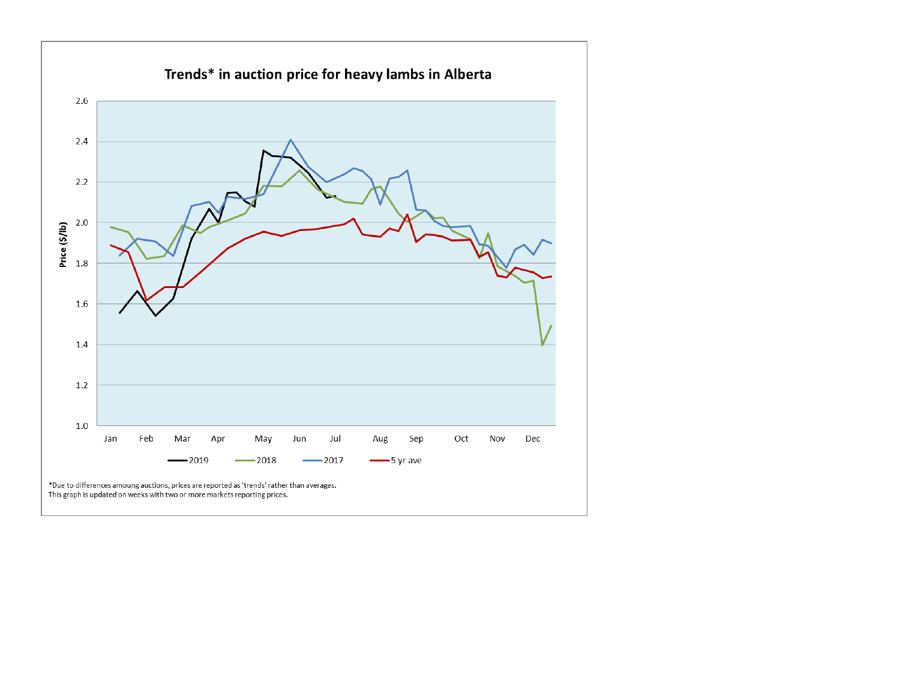Trends* in auction price for heavy lambs in Alberta

Price ($/lb)

2.6
2.4
2.2
2.0
1.8
1.6
1.4
1.2
1.0

Jan Feb Mar Apr May Jun Jul Aug Sep Oct Nov Dec

2019 2018 2017 5 yr ave

*Due to differences amoung auctions, prices are reported as 'trends' rather than averages.
This graph is updated on weeks with two or more markets reporting prices.